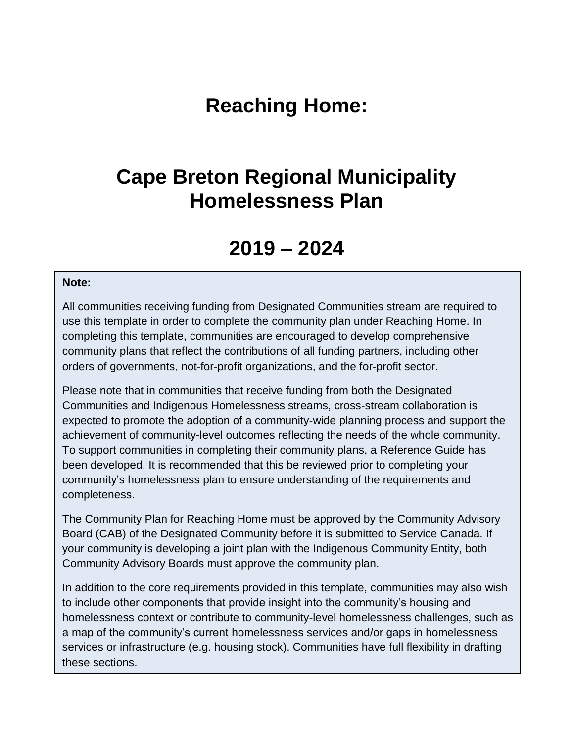# Reaching Home:

# Cape Breton Regional Municipality Homelessness Plan

# 2019 – 2024

**Note:**

All communities receiving funding from Designated Communities stream are required to use this template in order to complete the community plan under Reaching Home. In completing this template, communities are encouraged to develop comprehensive community plans that reflect the contributions of all funding partners, including other orders of governments, not-for-profit organizations, and the for-profit sector.

Please note that in communities that receive funding from both the Designated Communities and Indigenous Homelessness streams, cross-stream collaboration is expected to promote the adoption of a community-wide planning process and support the achievement of community-level outcomes reflecting the needs of the whole community. To support communities in completing their community plans, a Reference Guide has been developed. It is recommended that this be reviewed prior to completing your community's homelessness plan to ensure understanding of the requirements and completeness.

The Community Plan for Reaching Home must be approved by the Community Advisory Board (CAB) of the Designated Community before it is submitted to Service Canada. If your community is developing a joint plan with the Indigenous Community Entity, both Community Advisory Boards must approve the community plan.

In addition to the core requirements provided in this template, communities may also wish to include other components that provide insight into the community's housing and homelessness context or contribute to community-level homelessness challenges, such as a map of the community's current homelessness services and/or gaps in homelessness services or infrastructure (e.g. housing stock). Communities have full flexibility in drafting these sections.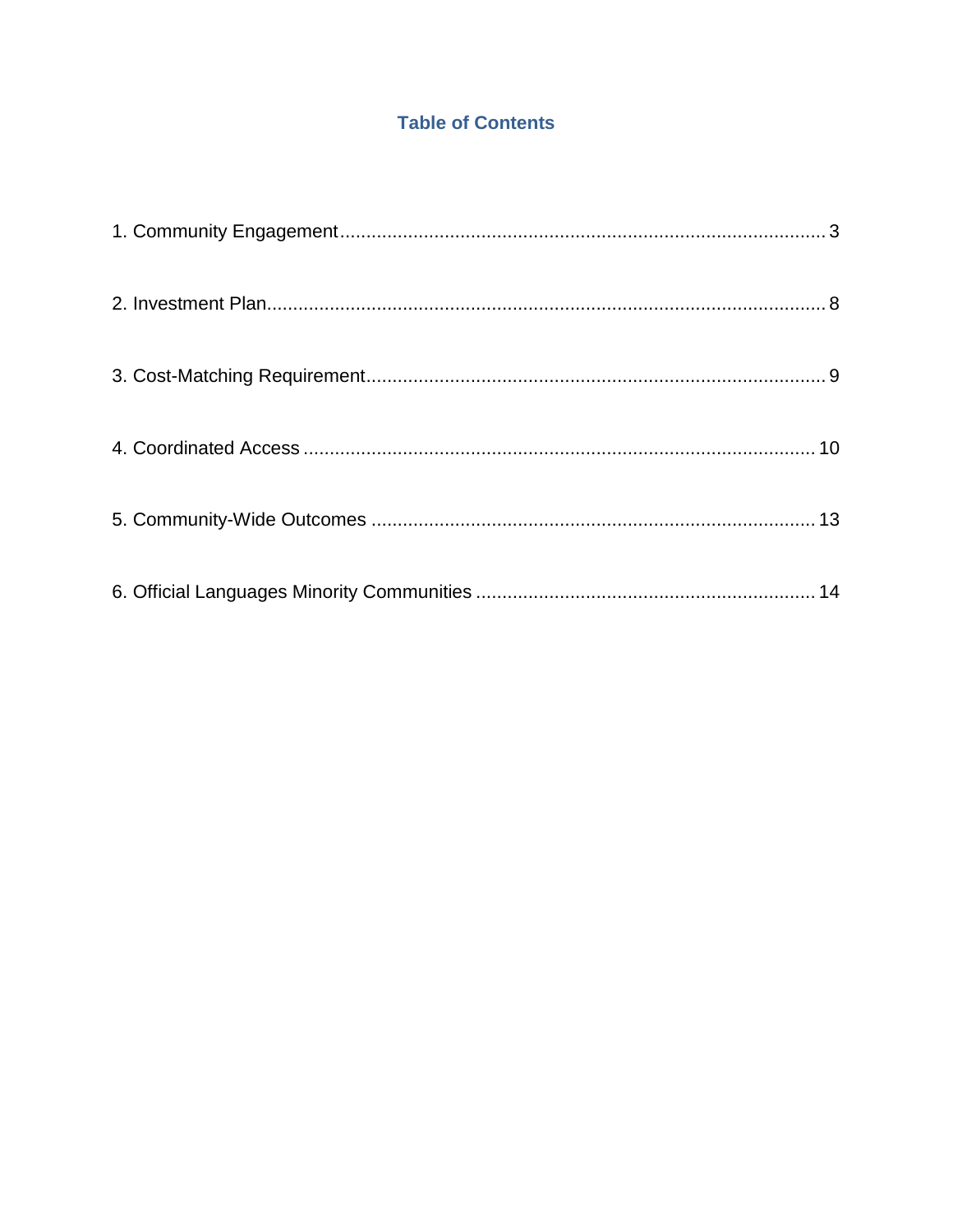## Table of Contents

1. Community Engagement .......... 3
2. Investment Plan .......... 8
3. Cost-Matching Requirement .......... 9
4. Coordinated Access .......... 10
5. Community-Wide Outcomes .......... 13
6. Official Languages Minority Communities .......... 14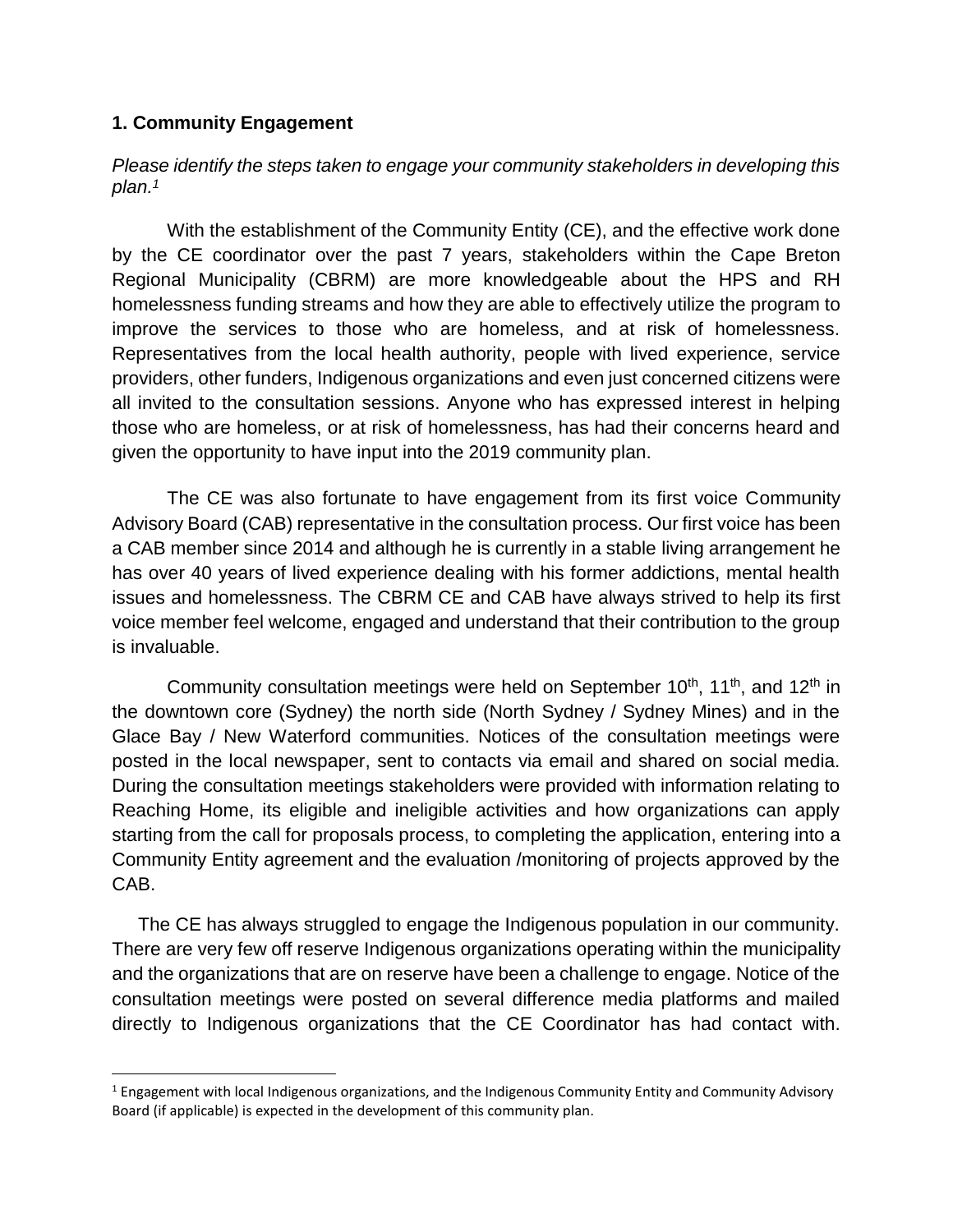## 1. Community Engagement

*Please identify the steps taken to engage your community stakeholders in developing this plan.*[1]

With the establishment of the Community Entity (CE), and the effective work done by the CE coordinator over the past 7 years, stakeholders within the Cape Breton Regional Municipality (CBRM) are more knowledgeable about the HPS and RH homelessness funding streams and how they are able to effectively utilize the program to improve the services to those who are homeless, and at risk of homelessness. Representatives from the local health authority, people with lived experience, service providers, other funders, Indigenous organizations and even just concerned citizens were all invited to the consultation sessions. Anyone who has expressed interest in helping those who are homeless, or at risk of homelessness, has had their concerns heard and given the opportunity to have input into the 2019 community plan.

The CE was also fortunate to have engagement from its first voice Community Advisory Board (CAB) representative in the consultation process. Our first voice has been a CAB member since 2014 and although he is currently in a stable living arrangement he has over 40 years of lived experience dealing with his former addictions, mental health issues and homelessness. The CBRM CE and CAB have always strived to help its first voice member feel welcome, engaged and understand that their contribution to the group is invaluable.

Community consultation meetings were held on September 10th, 11th, and 12th in the downtown core (Sydney) the north side (North Sydney / Sydney Mines) and in the Glace Bay / New Waterford communities. Notices of the consultation meetings were posted in the local newspaper, sent to contacts via email and shared on social media. During the consultation meetings stakeholders were provided with information relating to Reaching Home, its eligible and ineligible activities and how organizations can apply starting from the call for proposals process, to completing the application, entering into a Community Entity agreement and the evaluation /monitoring of projects approved by the CAB.

The CE has always struggled to engage the Indigenous population in our community. There are very few off reserve Indigenous organizations operating within the municipality and the organizations that are on reserve have been a challenge to engage. Notice of the consultation meetings were posted on several difference media platforms and mailed directly to Indigenous organizations that the CE Coordinator has had contact with.

[1] Engagement with local Indigenous organizations, and the Indigenous Community Entity and Community Advisory Board (if applicable) is expected in the development of this community plan.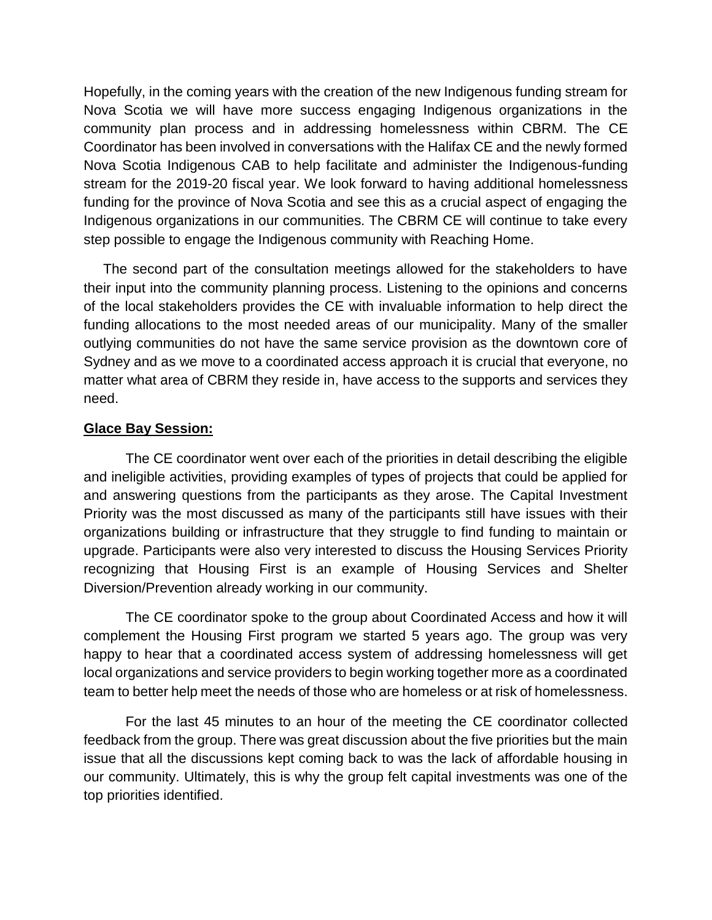Hopefully, in the coming years with the creation of the new Indigenous funding stream for Nova Scotia we will have more success engaging Indigenous organizations in the community plan process and in addressing homelessness within CBRM. The CE Coordinator has been involved in conversations with the Halifax CE and the newly formed Nova Scotia Indigenous CAB to help facilitate and administer the Indigenous-funding stream for the 2019-20 fiscal year. We look forward to having additional homelessness funding for the province of Nova Scotia and see this as a crucial aspect of engaging the Indigenous organizations in our communities. The CBRM CE will continue to take every step possible to engage the Indigenous community with Reaching Home.

The second part of the consultation meetings allowed for the stakeholders to have their input into the community planning process. Listening to the opinions and concerns of the local stakeholders provides the CE with invaluable information to help direct the funding allocations to the most needed areas of our municipality. Many of the smaller outlying communities do not have the same service provision as the downtown core of Sydney and as we move to a coordinated access approach it is crucial that everyone, no matter what area of CBRM they reside in, have access to the supports and services they need.

**Glace Bay Session:**

The CE coordinator went over each of the priorities in detail describing the eligible and ineligible activities, providing examples of types of projects that could be applied for and answering questions from the participants as they arose. The Capital Investment Priority was the most discussed as many of the participants still have issues with their organizations building or infrastructure that they struggle to find funding to maintain or upgrade. Participants were also very interested to discuss the Housing Services Priority recognizing that Housing First is an example of Housing Services and Shelter Diversion/Prevention already working in our community.

The CE coordinator spoke to the group about Coordinated Access and how it will complement the Housing First program we started 5 years ago. The group was very happy to hear that a coordinated access system of addressing homelessness will get local organizations and service providers to begin working together more as a coordinated team to better help meet the needs of those who are homeless or at risk of homelessness.

For the last 45 minutes to an hour of the meeting the CE coordinator collected feedback from the group. There was great discussion about the five priorities but the main issue that all the discussions kept coming back to was the lack of affordable housing in our community. Ultimately, this is why the group felt capital investments was one of the top priorities identified.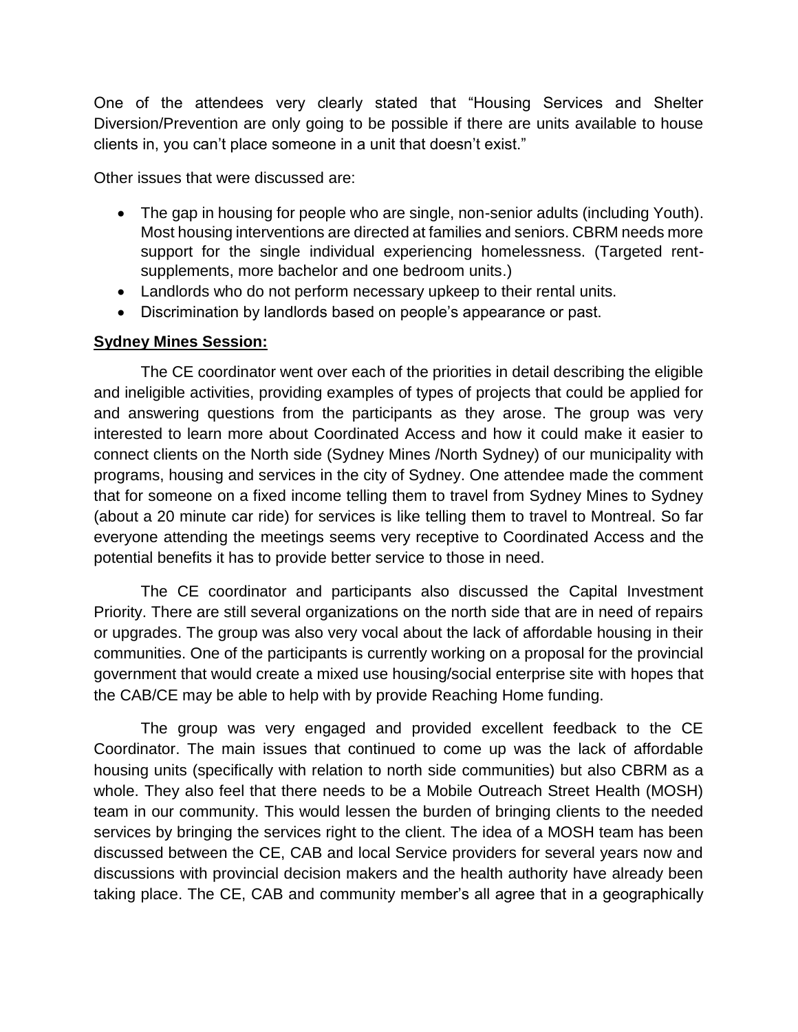One of the attendees very clearly stated that "Housing Services and Shelter Diversion/Prevention are only going to be possible if there are units available to house clients in, you can't place someone in a unit that doesn't exist."

Other issues that were discussed are:

- The gap in housing for people who are single, non-senior adults (including Youth). Most housing interventions are directed at families and seniors. CBRM needs more support for the single individual experiencing homelessness. (Targeted rent-supplements, more bachelor and one bedroom units.)
- Landlords who do not perform necessary upkeep to their rental units.
- Discrimination by landlords based on people's appearance or past.

**Sydney Mines Session:**

The CE coordinator went over each of the priorities in detail describing the eligible and ineligible activities, providing examples of types of projects that could be applied for and answering questions from the participants as they arose. The group was very interested to learn more about Coordinated Access and how it could make it easier to connect clients on the North side (Sydney Mines /North Sydney) of our municipality with programs, housing and services in the city of Sydney. One attendee made the comment that for someone on a fixed income telling them to travel from Sydney Mines to Sydney (about a 20 minute car ride) for services is like telling them to travel to Montreal. So far everyone attending the meetings seems very receptive to Coordinated Access and the potential benefits it has to provide better service to those in need.

The CE coordinator and participants also discussed the Capital Investment Priority. There are still several organizations on the north side that are in need of repairs or upgrades. The group was also very vocal about the lack of affordable housing in their communities. One of the participants is currently working on a proposal for the provincial government that would create a mixed use housing/social enterprise site with hopes that the CAB/CE may be able to help with by provide Reaching Home funding.

The group was very engaged and provided excellent feedback to the CE Coordinator. The main issues that continued to come up was the lack of affordable housing units (specifically with relation to north side communities) but also CBRM as a whole. They also feel that there needs to be a Mobile Outreach Street Health (MOSH) team in our community. This would lessen the burden of bringing clients to the needed services by bringing the services right to the client. The idea of a MOSH team has been discussed between the CE, CAB and local Service providers for several years now and discussions with provincial decision makers and the health authority have already been taking place. The CE, CAB and community member's all agree that in a geographically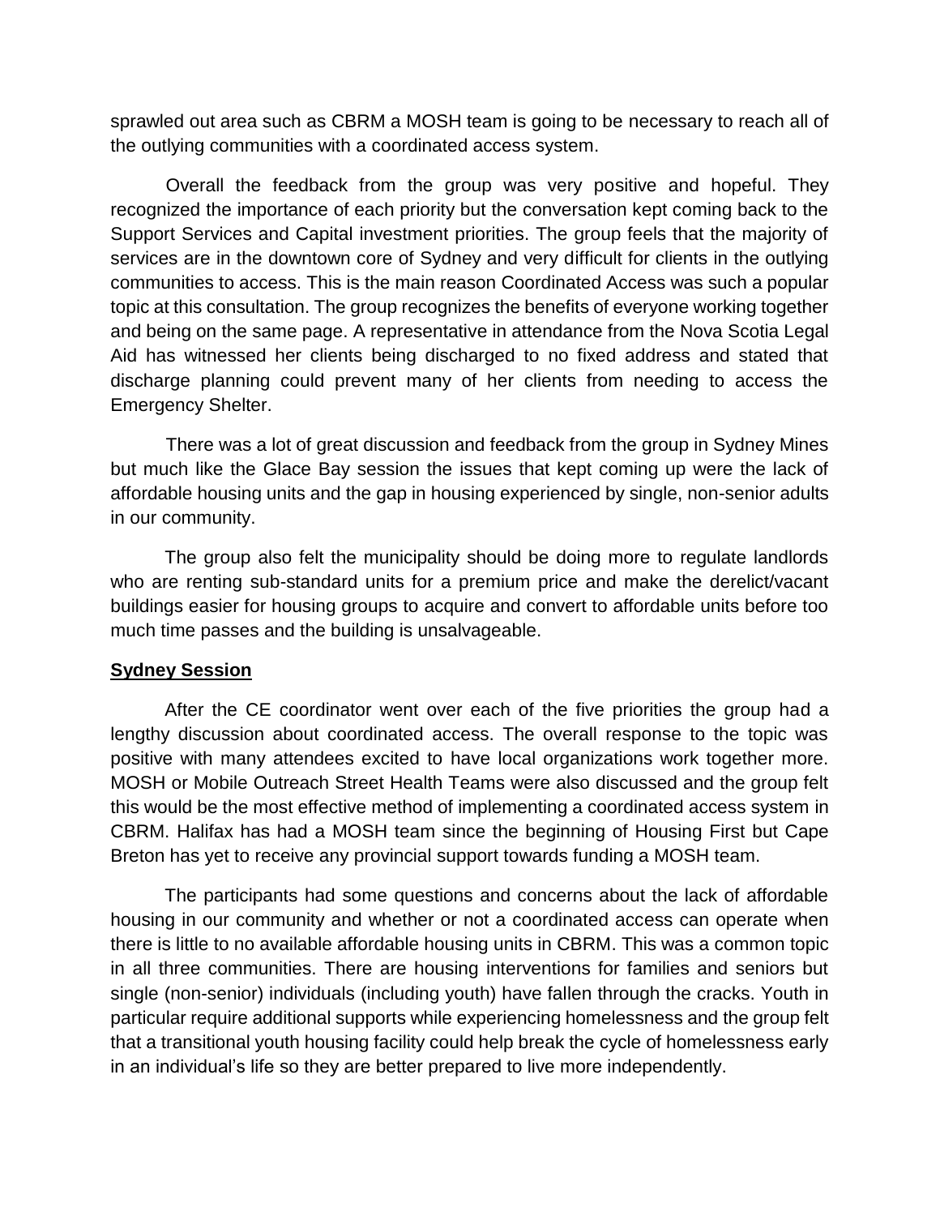sprawled out area such as CBRM a MOSH team is going to be necessary to reach all of the outlying communities with a coordinated access system.

Overall the feedback from the group was very positive and hopeful. They recognized the importance of each priority but the conversation kept coming back to the Support Services and Capital investment priorities. The group feels that the majority of services are in the downtown core of Sydney and very difficult for clients in the outlying communities to access. This is the main reason Coordinated Access was such a popular topic at this consultation. The group recognizes the benefits of everyone working together and being on the same page. A representative in attendance from the Nova Scotia Legal Aid has witnessed her clients being discharged to no fixed address and stated that discharge planning could prevent many of her clients from needing to access the Emergency Shelter.

There was a lot of great discussion and feedback from the group in Sydney Mines but much like the Glace Bay session the issues that kept coming up were the lack of affordable housing units and the gap in housing experienced by single, non-senior adults in our community.

The group also felt the municipality should be doing more to regulate landlords who are renting sub-standard units for a premium price and make the derelict/vacant buildings easier for housing groups to acquire and convert to affordable units before too much time passes and the building is unsalvageable.

**Sydney Session**

After the CE coordinator went over each of the five priorities the group had a lengthy discussion about coordinated access. The overall response to the topic was positive with many attendees excited to have local organizations work together more. MOSH or Mobile Outreach Street Health Teams were also discussed and the group felt this would be the most effective method of implementing a coordinated access system in CBRM. Halifax has had a MOSH team since the beginning of Housing First but Cape Breton has yet to receive any provincial support towards funding a MOSH team.

The participants had some questions and concerns about the lack of affordable housing in our community and whether or not a coordinated access can operate when there is little to no available affordable housing units in CBRM. This was a common topic in all three communities. There are housing interventions for families and seniors but single (non-senior) individuals (including youth) have fallen through the cracks. Youth in particular require additional supports while experiencing homelessness and the group felt that a transitional youth housing facility could help break the cycle of homelessness early in an individual's life so they are better prepared to live more independently.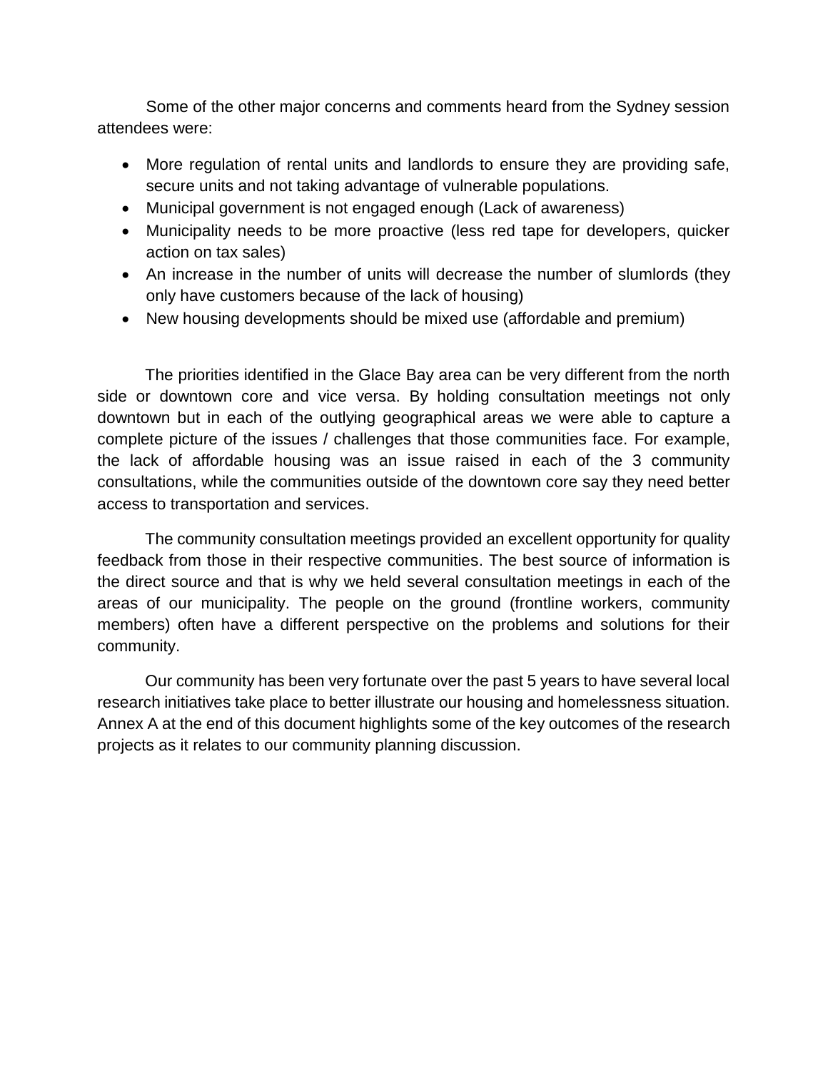Some of the other major concerns and comments heard from the Sydney session attendees were:

- More regulation of rental units and landlords to ensure they are providing safe, secure units and not taking advantage of vulnerable populations.
- Municipal government is not engaged enough (Lack of awareness)
- Municipality needs to be more proactive (less red tape for developers, quicker action on tax sales)
- An increase in the number of units will decrease the number of slumlords (they only have customers because of the lack of housing)
- New housing developments should be mixed use (affordable and premium)

The priorities identified in the Glace Bay area can be very different from the north side or downtown core and vice versa. By holding consultation meetings not only downtown but in each of the outlying geographical areas we were able to capture a complete picture of the issues / challenges that those communities face. For example, the lack of affordable housing was an issue raised in each of the 3 community consultations, while the communities outside of the downtown core say they need better access to transportation and services.

The community consultation meetings provided an excellent opportunity for quality feedback from those in their respective communities. The best source of information is the direct source and that is why we held several consultation meetings in each of the areas of our municipality. The people on the ground (frontline workers, community members) often have a different perspective on the problems and solutions for their community.

Our community has been very fortunate over the past 5 years to have several local research initiatives take place to better illustrate our housing and homelessness situation. Annex A at the end of this document highlights some of the key outcomes of the research projects as it relates to our community planning discussion.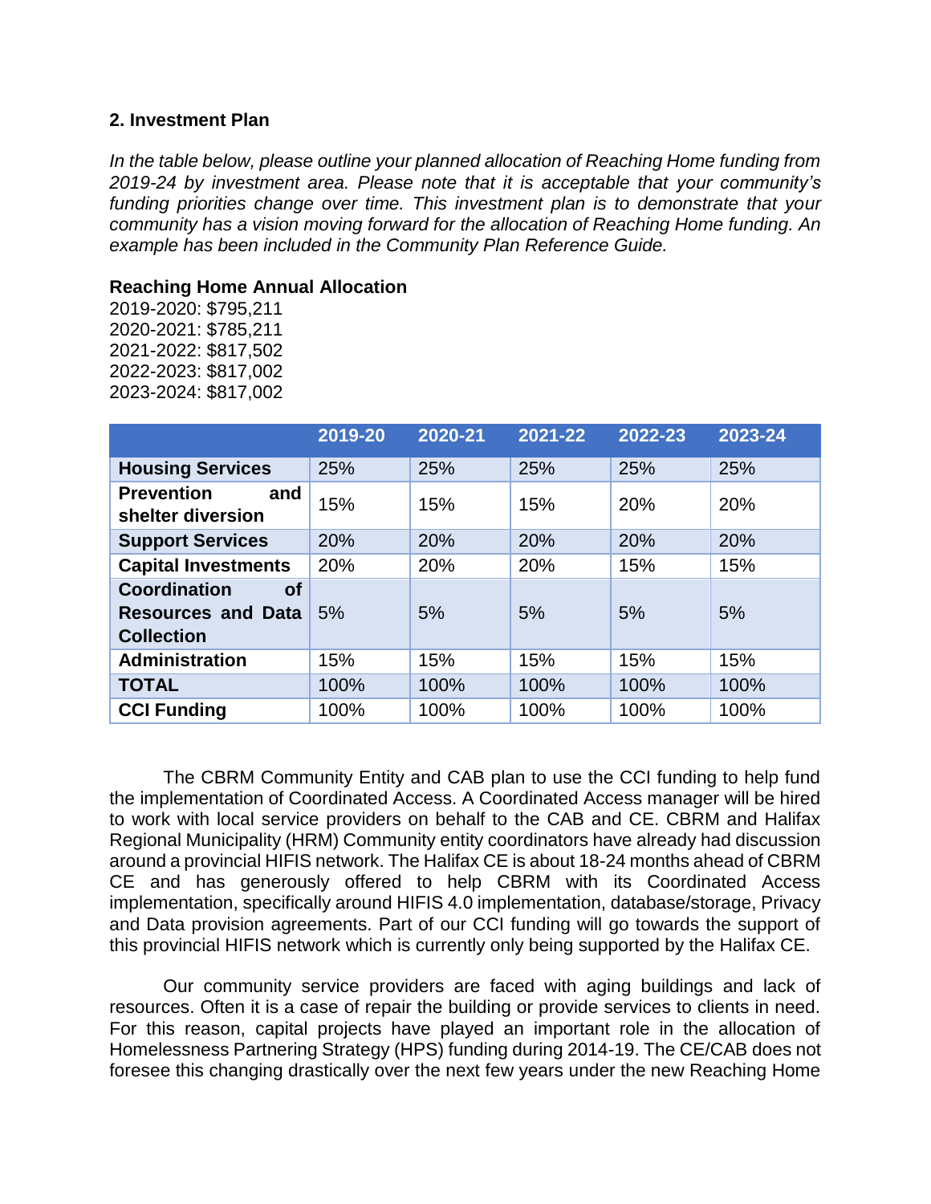## 2. Investment Plan

*In the table below, please outline your planned allocation of Reaching Home funding from 2019-24 by investment area. Please note that it is acceptable that your community's funding priorities change over time. This investment plan is to demonstrate that your community has a vision moving forward for the allocation of Reaching Home funding. An example has been included in the Community Plan Reference Guide.*

**Reaching Home Annual Allocation**

2019-2020: $795,211
2020-2021: $785,211
2021-2022: $817,502
2022-2023: $817,002
2023-2024: $817,002

| | 2019-20 | 2020-21 | 2021-22 | 2022-23 | 2023-24 |
|---|---|---|---|---|---|
| **Housing Services** | 25% | 25% | 25% | 25% | 25% |
| **Prevention and shelter diversion** | 15% | 15% | 15% | 20% | 20% |
| **Support Services** | 20% | 20% | 20% | 20% | 20% |
| **Capital Investments** | 20% | 20% | 20% | 15% | 15% |
| **Coordination of Resources and Data Collection** | 5% | 5% | 5% | 5% | 5% |
| **Administration** | 15% | 15% | 15% | 15% | 15% |
| **TOTAL** | 100% | 100% | 100% | 100% | 100% |
| **CCI Funding** | 100% | 100% | 100% | 100% | 100% |

The CBRM Community Entity and CAB plan to use the CCI funding to help fund the implementation of Coordinated Access. A Coordinated Access manager will be hired to work with local service providers on behalf to the CAB and CE. CBRM and Halifax Regional Municipality (HRM) Community entity coordinators have already had discussion around a provincial HIFIS network. The Halifax CE is about 18-24 months ahead of CBRM CE and has generously offered to help CBRM with its Coordinated Access implementation, specifically around HIFIS 4.0 implementation, database/storage, Privacy and Data provision agreements. Part of our CCI funding will go towards the support of this provincial HIFIS network which is currently only being supported by the Halifax CE.

Our community service providers are faced with aging buildings and lack of resources. Often it is a case of repair the building or provide services to clients in need. For this reason, capital projects have played an important role in the allocation of Homelessness Partnering Strategy (HPS) funding during 2014-19. The CE/CAB does not foresee this changing drastically over the next few years under the new Reaching Home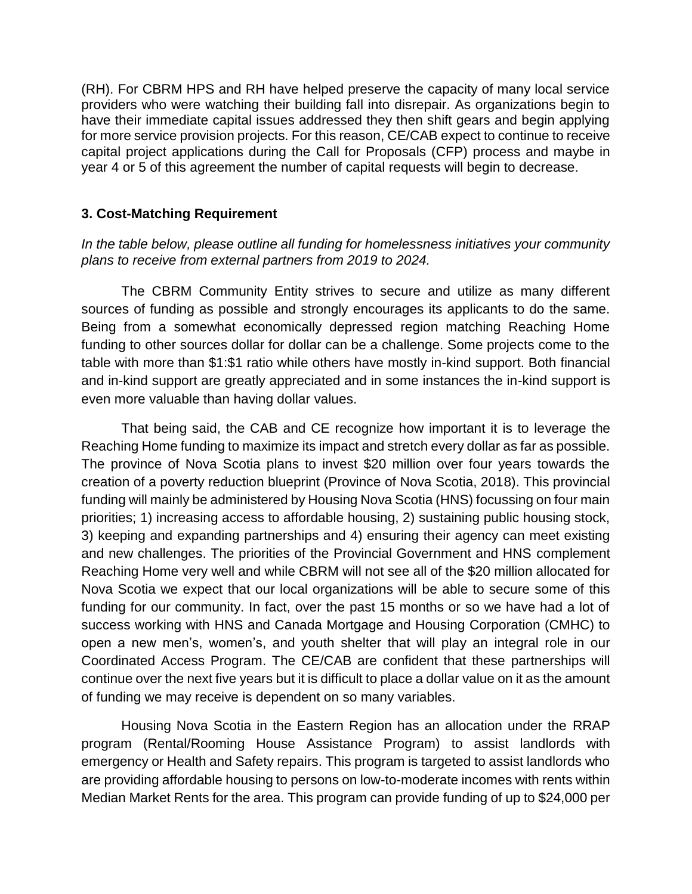(RH). For CBRM HPS and RH have helped preserve the capacity of many local service providers who were watching their building fall into disrepair. As organizations begin to have their immediate capital issues addressed they then shift gears and begin applying for more service provision projects. For this reason, CE/CAB expect to continue to receive capital project applications during the Call for Proposals (CFP) process and maybe in year 4 or 5 of this agreement the number of capital requests will begin to decrease.

### 3. Cost-Matching Requirement

*In the table below, please outline all funding for homelessness initiatives your community plans to receive from external partners from 2019 to 2024.*

The CBRM Community Entity strives to secure and utilize as many different sources of funding as possible and strongly encourages its applicants to do the same. Being from a somewhat economically depressed region matching Reaching Home funding to other sources dollar for dollar can be a challenge. Some projects come to the table with more than $1:$1 ratio while others have mostly in-kind support. Both financial and in-kind support are greatly appreciated and in some instances the in-kind support is even more valuable than having dollar values.

That being said, the CAB and CE recognize how important it is to leverage the Reaching Home funding to maximize its impact and stretch every dollar as far as possible. The province of Nova Scotia plans to invest $20 million over four years towards the creation of a poverty reduction blueprint (Province of Nova Scotia, 2018). This provincial funding will mainly be administered by Housing Nova Scotia (HNS) focussing on four main priorities; 1) increasing access to affordable housing, 2) sustaining public housing stock, 3) keeping and expanding partnerships and 4) ensuring their agency can meet existing and new challenges. The priorities of the Provincial Government and HNS complement Reaching Home very well and while CBRM will not see all of the $20 million allocated for Nova Scotia we expect that our local organizations will be able to secure some of this funding for our community. In fact, over the past 15 months or so we have had a lot of success working with HNS and Canada Mortgage and Housing Corporation (CMHC) to open a new men's, women's, and youth shelter that will play an integral role in our Coordinated Access Program. The CE/CAB are confident that these partnerships will continue over the next five years but it is difficult to place a dollar value on it as the amount of funding we may receive is dependent on so many variables.

Housing Nova Scotia in the Eastern Region has an allocation under the RRAP program (Rental/Rooming House Assistance Program) to assist landlords with emergency or Health and Safety repairs. This program is targeted to assist landlords who are providing affordable housing to persons on low-to-moderate incomes with rents within Median Market Rents for the area. This program can provide funding of up to $24,000 per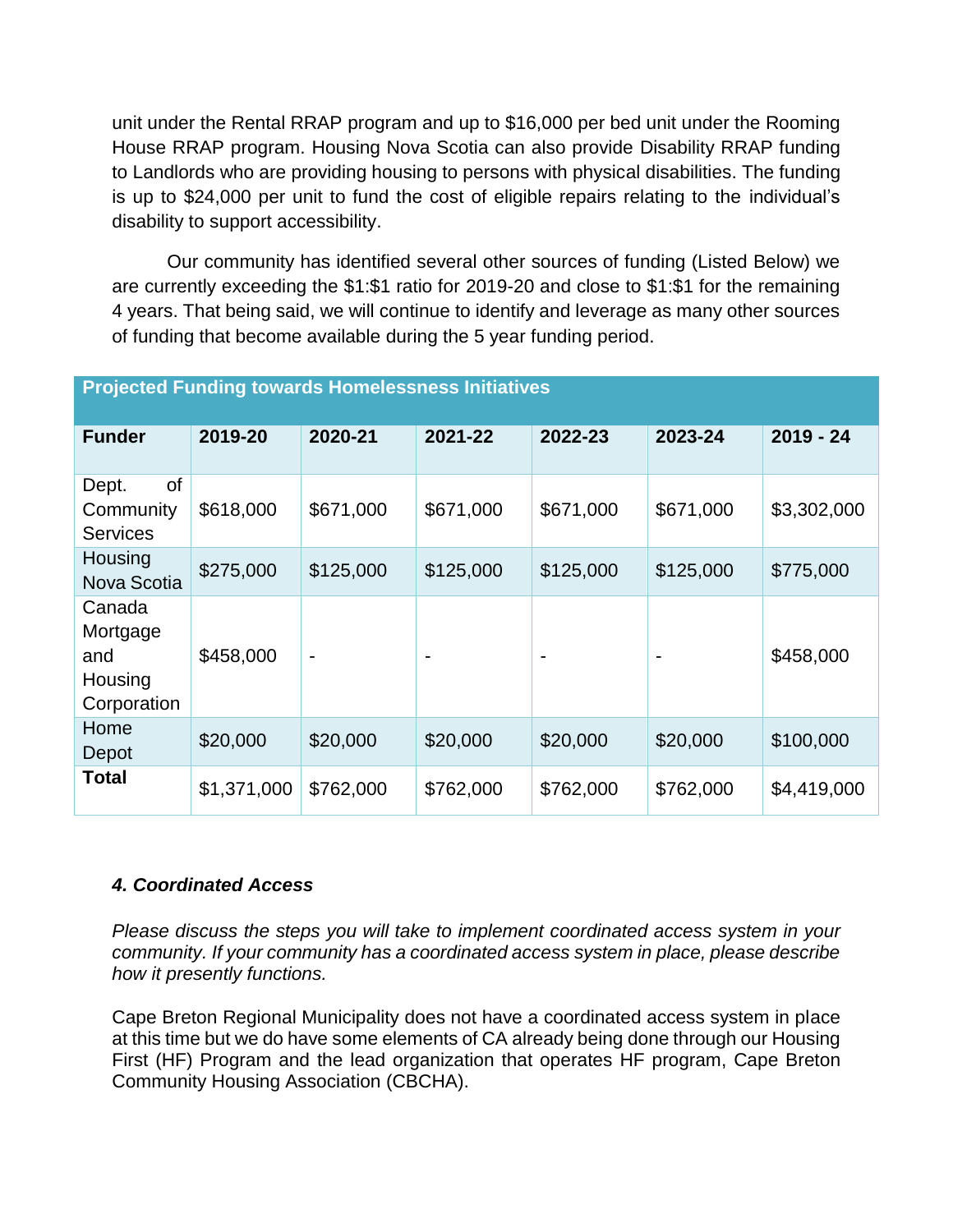unit under the Rental RRAP program and up to $16,000 per bed unit under the Rooming House RRAP program. Housing Nova Scotia can also provide Disability RRAP funding to Landlords who are providing housing to persons with physical disabilities. The funding is up to $24,000 per unit to fund the cost of eligible repairs relating to the individual's disability to support accessibility.

Our community has identified several other sources of funding (Listed Below) we are currently exceeding the $1:$1 ratio for 2019-20 and close to $1:$1 for the remaining 4 years. That being said, we will continue to identify and leverage as many other sources of funding that become available during the 5 year funding period.

| **Projected Funding towards Homelessness Initiatives** | | | | | | |
|---|---|---|---|---|---|---|
| **Funder** | **2019-20** | **2020-21** | **2021-22** | **2022-23** | **2023-24** | **2019 - 24** |
| Dept. of Community Services | $618,000 | $671,000 | $671,000 | $671,000 | $671,000 | $3,302,000 |
| Housing Nova Scotia | $275,000 | $125,000 | $125,000 | $125,000 | $125,000 | $775,000 |
| Canada Mortgage and Housing Corporation | $458,000 | - | - | - | - | $458,000 |
| Home Depot | $20,000 | $20,000 | $20,000 | $20,000 | $20,000 | $100,000 |
| **Total** | $1,371,000 | $762,000 | $762,000 | $762,000 | $762,000 | $4,419,000 |

### *4. Coordinated Access*

*Please discuss the steps you will take to implement coordinated access system in your community. If your community has a coordinated access system in place, please describe how it presently functions.*

Cape Breton Regional Municipality does not have a coordinated access system in place at this time but we do have some elements of CA already being done through our Housing First (HF) Program and the lead organization that operates HF program, Cape Breton Community Housing Association (CBCHA).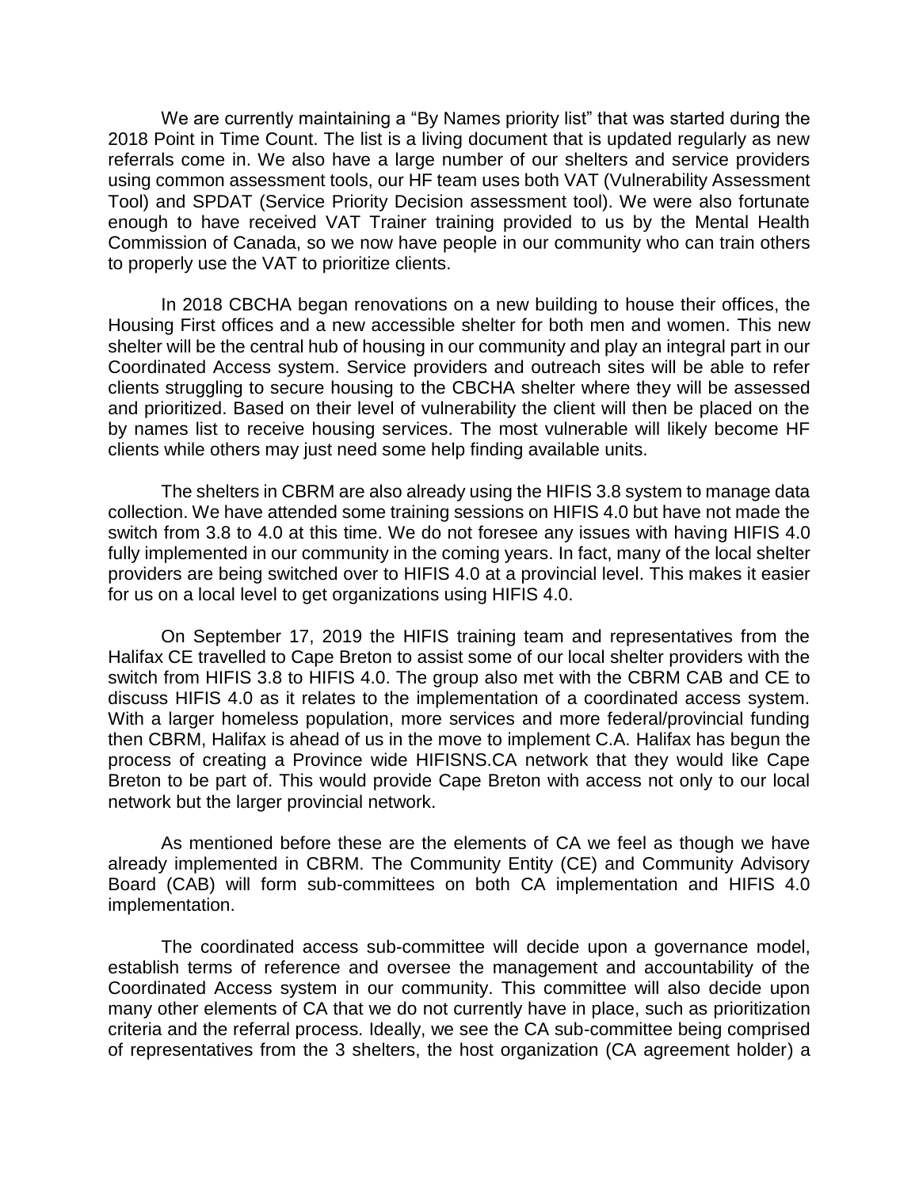We are currently maintaining a "By Names priority list" that was started during the 2018 Point in Time Count. The list is a living document that is updated regularly as new referrals come in. We also have a large number of our shelters and service providers using common assessment tools, our HF team uses both VAT (Vulnerability Assessment Tool) and SPDAT (Service Priority Decision assessment tool). We were also fortunate enough to have received VAT Trainer training provided to us by the Mental Health Commission of Canada, so we now have people in our community who can train others to properly use the VAT to prioritize clients.

In 2018 CBCHA began renovations on a new building to house their offices, the Housing First offices and a new accessible shelter for both men and women. This new shelter will be the central hub of housing in our community and play an integral part in our Coordinated Access system. Service providers and outreach sites will be able to refer clients struggling to secure housing to the CBCHA shelter where they will be assessed and prioritized. Based on their level of vulnerability the client will then be placed on the by names list to receive housing services. The most vulnerable will likely become HF clients while others may just need some help finding available units.

The shelters in CBRM are also already using the HIFIS 3.8 system to manage data collection. We have attended some training sessions on HIFIS 4.0 but have not made the switch from 3.8 to 4.0 at this time. We do not foresee any issues with having HIFIS 4.0 fully implemented in our community in the coming years. In fact, many of the local shelter providers are being switched over to HIFIS 4.0 at a provincial level. This makes it easier for us on a local level to get organizations using HIFIS 4.0.

On September 17, 2019 the HIFIS training team and representatives from the Halifax CE travelled to Cape Breton to assist some of our local shelter providers with the switch from HIFIS 3.8 to HIFIS 4.0. The group also met with the CBRM CAB and CE to discuss HIFIS 4.0 as it relates to the implementation of a coordinated access system. With a larger homeless population, more services and more federal/provincial funding then CBRM, Halifax is ahead of us in the move to implement C.A. Halifax has begun the process of creating a Province wide HIFISNS.CA network that they would like Cape Breton to be part of. This would provide Cape Breton with access not only to our local network but the larger provincial network.

As mentioned before these are the elements of CA we feel as though we have already implemented in CBRM. The Community Entity (CE) and Community Advisory Board (CAB) will form sub-committees on both CA implementation and HIFIS 4.0 implementation.

The coordinated access sub-committee will decide upon a governance model, establish terms of reference and oversee the management and accountability of the Coordinated Access system in our community. This committee will also decide upon many other elements of CA that we do not currently have in place, such as prioritization criteria and the referral process. Ideally, we see the CA sub-committee being comprised of representatives from the 3 shelters, the host organization (CA agreement holder) a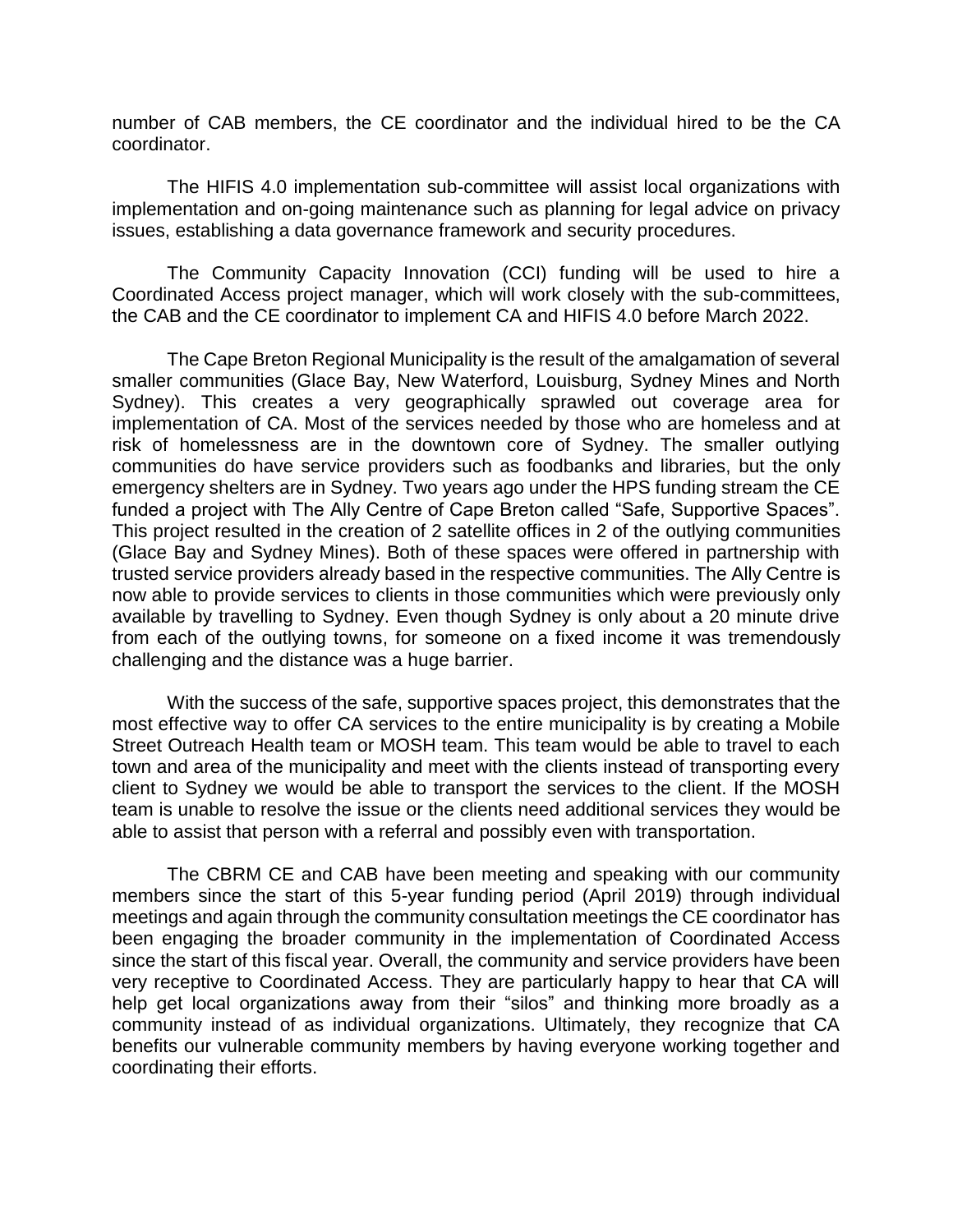number of CAB members, the CE coordinator and the individual hired to be the CA coordinator.

The HIFIS 4.0 implementation sub-committee will assist local organizations with implementation and on-going maintenance such as planning for legal advice on privacy issues, establishing a data governance framework and security procedures.

The Community Capacity Innovation (CCI) funding will be used to hire a Coordinated Access project manager, which will work closely with the sub-committees, the CAB and the CE coordinator to implement CA and HIFIS 4.0 before March 2022.

The Cape Breton Regional Municipality is the result of the amalgamation of several smaller communities (Glace Bay, New Waterford, Louisburg, Sydney Mines and North Sydney). This creates a very geographically sprawled out coverage area for implementation of CA. Most of the services needed by those who are homeless and at risk of homelessness are in the downtown core of Sydney. The smaller outlying communities do have service providers such as foodbanks and libraries, but the only emergency shelters are in Sydney. Two years ago under the HPS funding stream the CE funded a project with The Ally Centre of Cape Breton called "Safe, Supportive Spaces". This project resulted in the creation of 2 satellite offices in 2 of the outlying communities (Glace Bay and Sydney Mines). Both of these spaces were offered in partnership with trusted service providers already based in the respective communities. The Ally Centre is now able to provide services to clients in those communities which were previously only available by travelling to Sydney. Even though Sydney is only about a 20 minute drive from each of the outlying towns, for someone on a fixed income it was tremendously challenging and the distance was a huge barrier.

With the success of the safe, supportive spaces project, this demonstrates that the most effective way to offer CA services to the entire municipality is by creating a Mobile Street Outreach Health team or MOSH team. This team would be able to travel to each town and area of the municipality and meet with the clients instead of transporting every client to Sydney we would be able to transport the services to the client. If the MOSH team is unable to resolve the issue or the clients need additional services they would be able to assist that person with a referral and possibly even with transportation.

The CBRM CE and CAB have been meeting and speaking with our community members since the start of this 5-year funding period (April 2019) through individual meetings and again through the community consultation meetings the CE coordinator has been engaging the broader community in the implementation of Coordinated Access since the start of this fiscal year. Overall, the community and service providers have been very receptive to Coordinated Access. They are particularly happy to hear that CA will help get local organizations away from their "silos" and thinking more broadly as a community instead of as individual organizations. Ultimately, they recognize that CA benefits our vulnerable community members by having everyone working together and coordinating their efforts.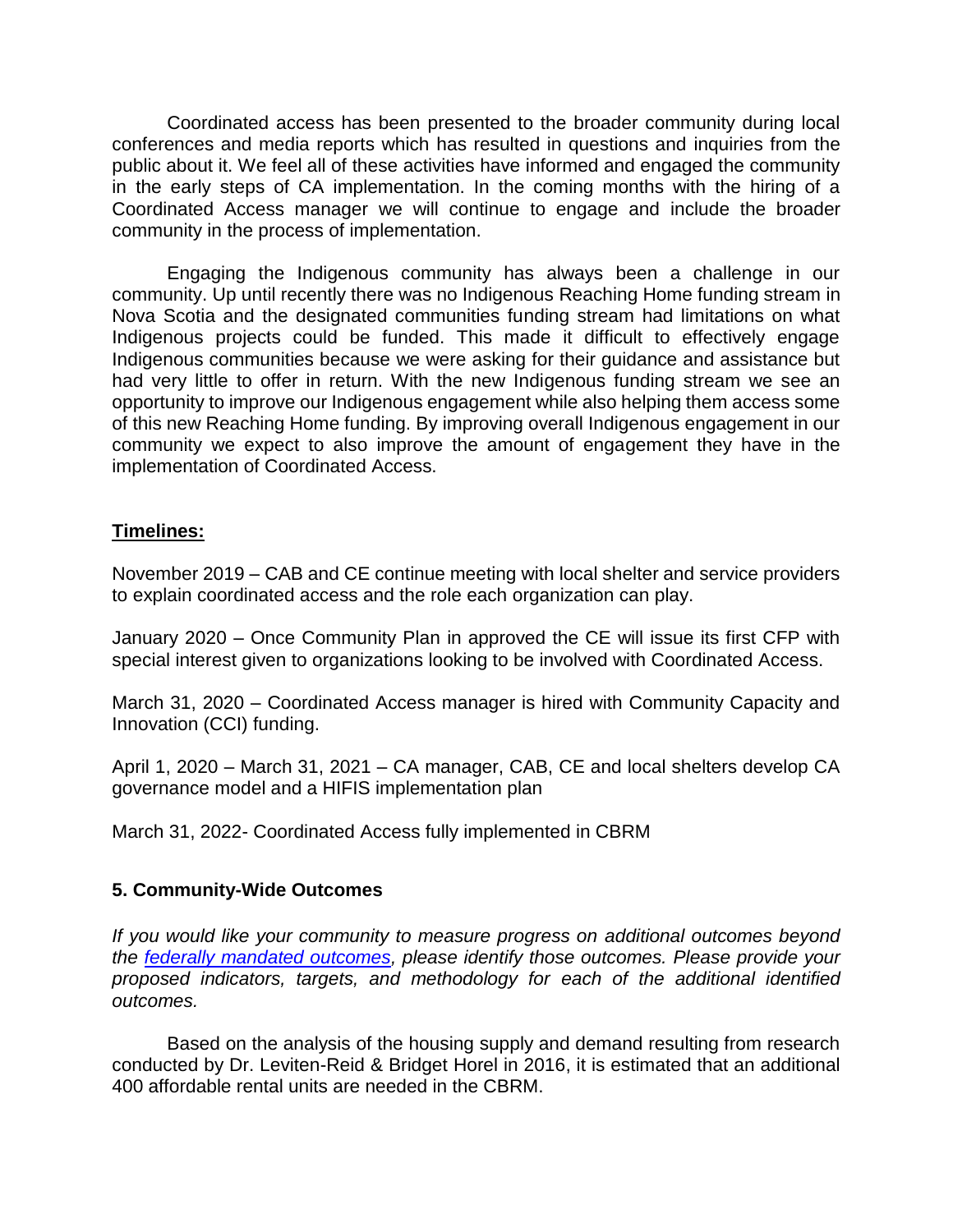Coordinated access has been presented to the broader community during local conferences and media reports which has resulted in questions and inquiries from the public about it. We feel all of these activities have informed and engaged the community in the early steps of CA implementation. In the coming months with the hiring of a Coordinated Access manager we will continue to engage and include the broader community in the process of implementation.

Engaging the Indigenous community has always been a challenge in our community. Up until recently there was no Indigenous Reaching Home funding stream in Nova Scotia and the designated communities funding stream had limitations on what Indigenous projects could be funded. This made it difficult to effectively engage Indigenous communities because we were asking for their guidance and assistance but had very little to offer in return. With the new Indigenous funding stream we see an opportunity to improve our Indigenous engagement while also helping them access some of this new Reaching Home funding. By improving overall Indigenous engagement in our community we expect to also improve the amount of engagement they have in the implementation of Coordinated Access.

**Timelines:**

November 2019 – CAB and CE continue meeting with local shelter and service providers to explain coordinated access and the role each organization can play.

January 2020 – Once Community Plan in approved the CE will issue its first CFP with special interest given to organizations looking to be involved with Coordinated Access.

March 31, 2020 – Coordinated Access manager is hired with Community Capacity and Innovation (CCI) funding.

April 1, 2020 – March 31, 2021 – CA manager, CAB, CE and local shelters develop CA governance model and a HIFIS implementation plan

March 31, 2022- Coordinated Access fully implemented in CBRM

### 5. Community-Wide Outcomes

*If you would like your community to measure progress on additional outcomes beyond the [federally mandated outcomes](), please identify those outcomes. Please provide your proposed indicators, targets, and methodology for each of the additional identified outcomes.*

Based on the analysis of the housing supply and demand resulting from research conducted by Dr. Leviten-Reid & Bridget Horel in 2016, it is estimated that an additional 400 affordable rental units are needed in the CBRM.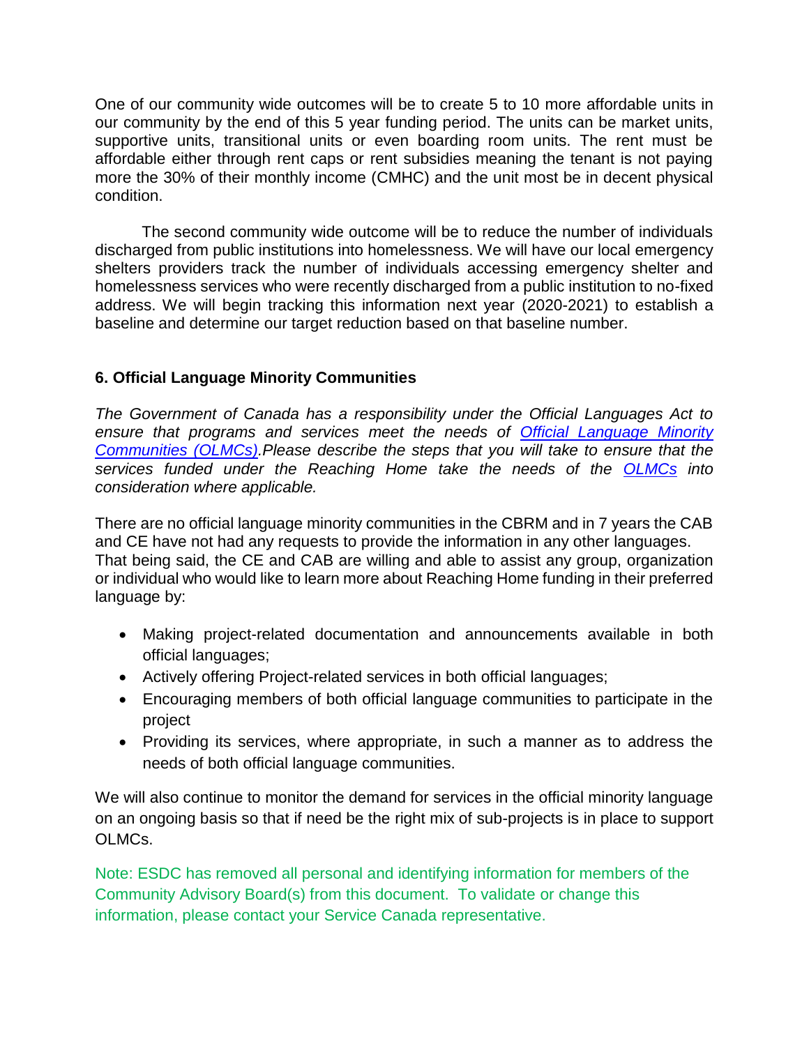One of our community wide outcomes will be to create 5 to 10 more affordable units in our community by the end of this 5 year funding period. The units can be market units, supportive units, transitional units or even boarding room units. The rent must be affordable either through rent caps or rent subsidies meaning the tenant is not paying more the 30% of their monthly income (CMHC) and the unit most be in decent physical condition.

The second community wide outcome will be to reduce the number of individuals discharged from public institutions into homelessness. We will have our local emergency shelters providers track the number of individuals accessing emergency shelter and homelessness services who were recently discharged from a public institution to no-fixed address. We will begin tracking this information next year (2020-2021) to establish a baseline and determine our target reduction based on that baseline number.

### 6. Official Language Minority Communities

*The Government of Canada has a responsibility under the Official Languages Act to ensure that programs and services meet the needs of [Official Language Minority Communities (OLMCs)](). Please describe the steps that you will take to ensure that the services funded under the Reaching Home take the needs of the [OLMCs]() into consideration where applicable.*

There are no official language minority communities in the CBRM and in 7 years the CAB and CE have not had any requests to provide the information in any other languages. That being said, the CE and CAB are willing and able to assist any group, organization or individual who would like to learn more about Reaching Home funding in their preferred language by:

- Making project-related documentation and announcements available in both official languages;
- Actively offering Project-related services in both official languages;
- Encouraging members of both official language communities to participate in the project
- Providing its services, where appropriate, in such a manner as to address the needs of both official language communities.

We will also continue to monitor the demand for services in the official minority language on an ongoing basis so that if need be the right mix of sub-projects is in place to support OLMCs.

Note: ESDC has removed all personal and identifying information for members of the Community Advisory Board(s) from this document. To validate or change this information, please contact your Service Canada representative.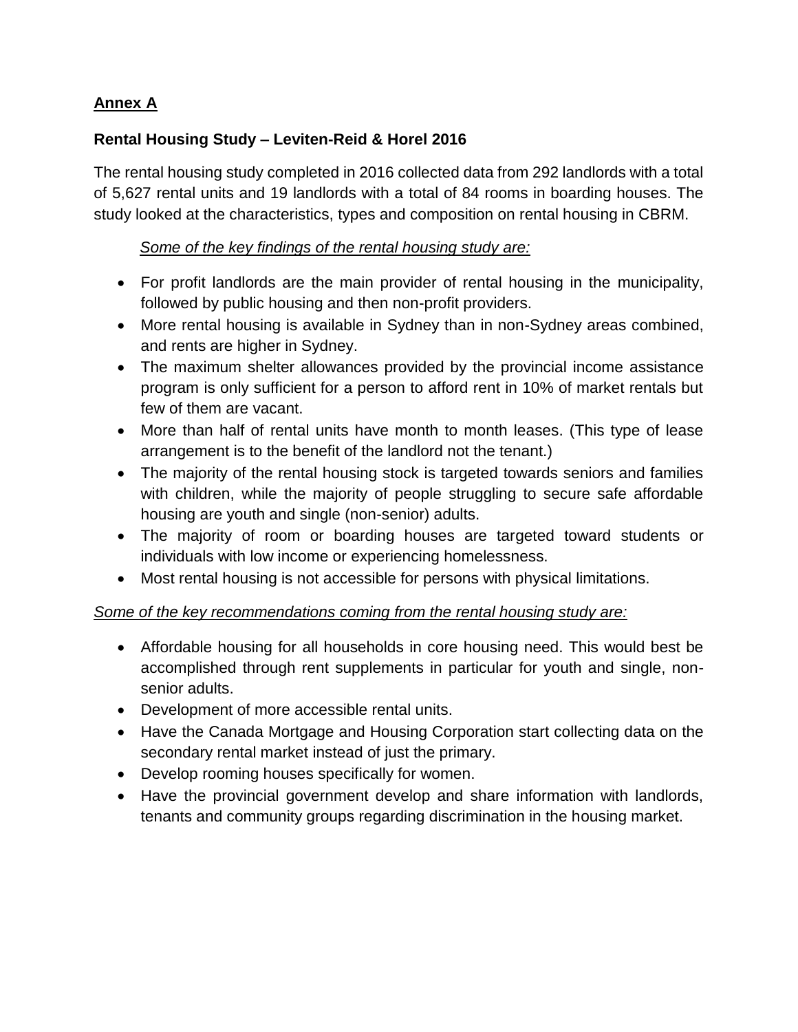## Annex A

### Rental Housing Study – Leviten-Reid & Horel 2016

The rental housing study completed in 2016 collected data from 292 landlords with a total of 5,627 rental units and 19 landlords with a total of 84 rooms in boarding houses. The study looked at the characteristics, types and composition on rental housing in CBRM.

*Some of the key findings of the rental housing study are:*

- For profit landlords are the main provider of rental housing in the municipality, followed by public housing and then non-profit providers.
- More rental housing is available in Sydney than in non-Sydney areas combined, and rents are higher in Sydney.
- The maximum shelter allowances provided by the provincial income assistance program is only sufficient for a person to afford rent in 10% of market rentals but few of them are vacant.
- More than half of rental units have month to month leases. (This type of lease arrangement is to the benefit of the landlord not the tenant.)
- The majority of the rental housing stock is targeted towards seniors and families with children, while the majority of people struggling to secure safe affordable housing are youth and single (non-senior) adults.
- The majority of room or boarding houses are targeted toward students or individuals with low income or experiencing homelessness.
- Most rental housing is not accessible for persons with physical limitations.

*Some of the key recommendations coming from the rental housing study are:*

- Affordable housing for all households in core housing need. This would best be accomplished through rent supplements in particular for youth and single, non-senior adults.
- Development of more accessible rental units.
- Have the Canada Mortgage and Housing Corporation start collecting data on the secondary rental market instead of just the primary.
- Develop rooming houses specifically for women.
- Have the provincial government develop and share information with landlords, tenants and community groups regarding discrimination in the housing market.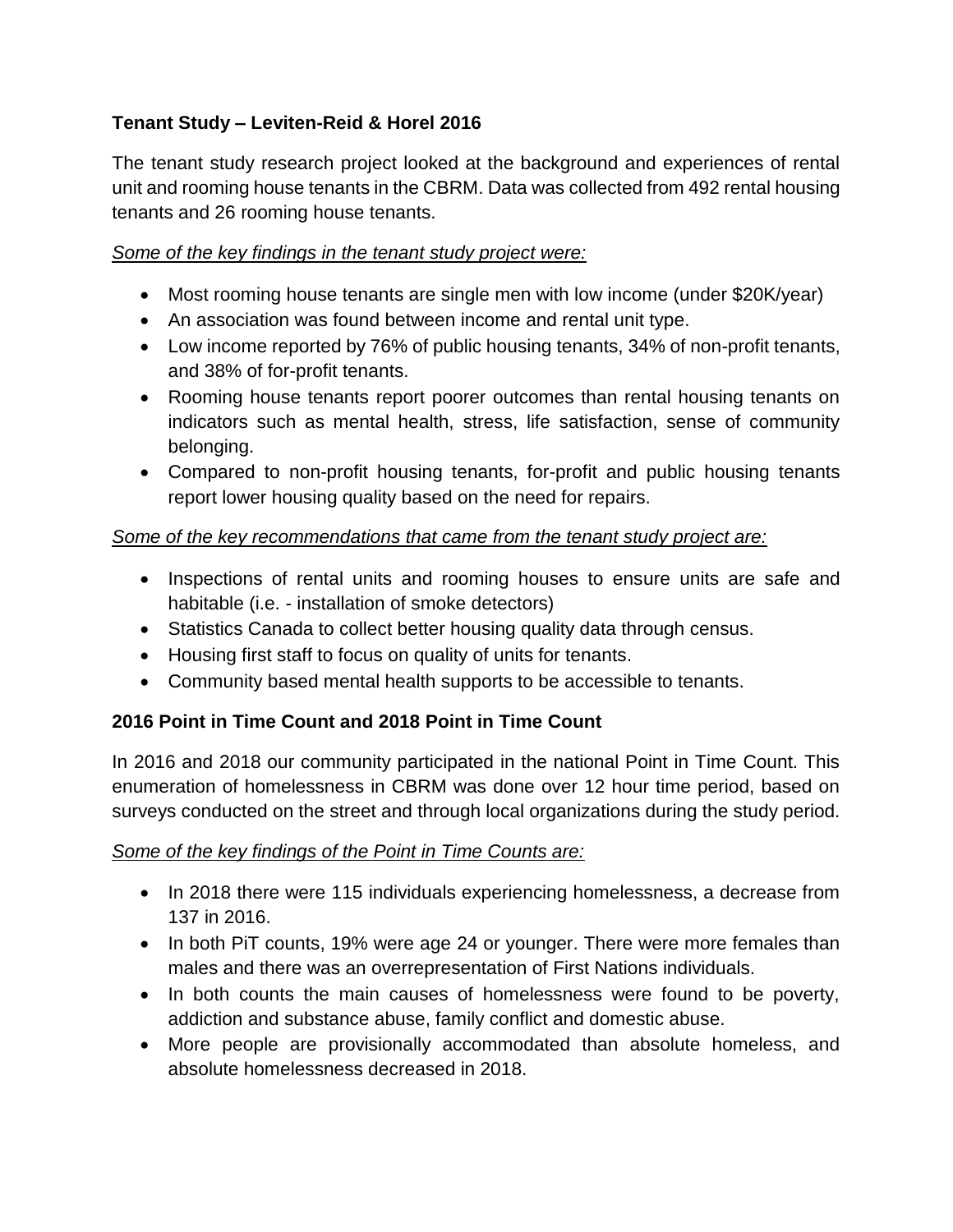**Tenant Study – Leviten-Reid & Horel 2016**

The tenant study research project looked at the background and experiences of rental unit and rooming house tenants in the CBRM. Data was collected from 492 rental housing tenants and 26 rooming house tenants.

*Some of the key findings in the tenant study project were:*

- Most rooming house tenants are single men with low income (under $20K/year)
- An association was found between income and rental unit type.
- Low income reported by 76% of public housing tenants, 34% of non-profit tenants, and 38% of for-profit tenants.
- Rooming house tenants report poorer outcomes than rental housing tenants on indicators such as mental health, stress, life satisfaction, sense of community belonging.
- Compared to non-profit housing tenants, for-profit and public housing tenants report lower housing quality based on the need for repairs.

*Some of the key recommendations that came from the tenant study project are:*

- Inspections of rental units and rooming houses to ensure units are safe and habitable (i.e. - installation of smoke detectors)
- Statistics Canada to collect better housing quality data through census.
- Housing first staff to focus on quality of units for tenants.
- Community based mental health supports to be accessible to tenants.

**2016 Point in Time Count and 2018 Point in Time Count**

In 2016 and 2018 our community participated in the national Point in Time Count. This enumeration of homelessness in CBRM was done over 12 hour time period, based on surveys conducted on the street and through local organizations during the study period.

*Some of the key findings of the Point in Time Counts are:*

- In 2018 there were 115 individuals experiencing homelessness, a decrease from 137 in 2016.
- In both PiT counts, 19% were age 24 or younger. There were more females than males and there was an overrepresentation of First Nations individuals.
- In both counts the main causes of homelessness were found to be poverty, addiction and substance abuse, family conflict and domestic abuse.
- More people are provisionally accommodated than absolute homeless, and absolute homelessness decreased in 2018.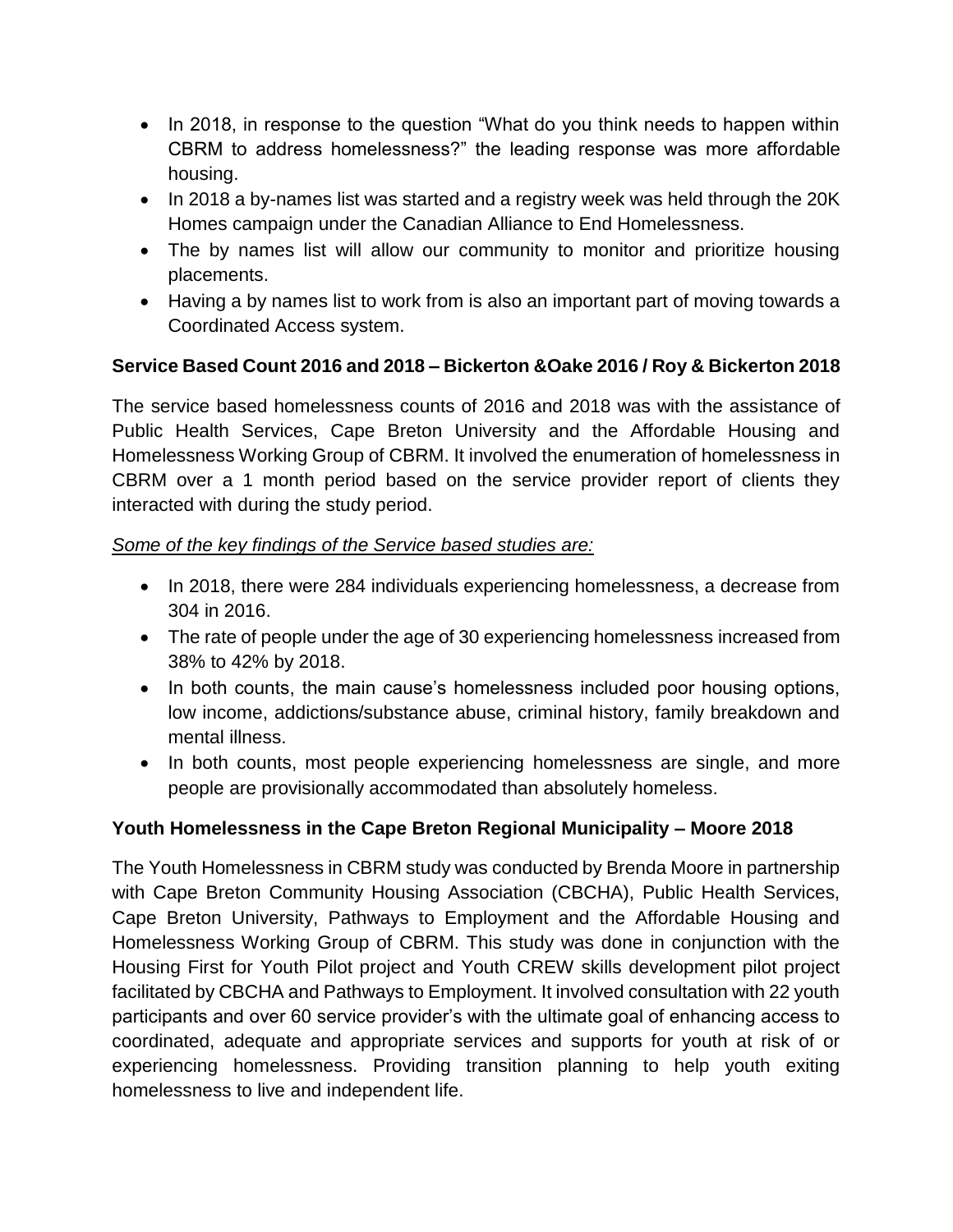- In 2018, in response to the question "What do you think needs to happen within CBRM to address homelessness?" the leading response was more affordable housing.
- In 2018 a by-names list was started and a registry week was held through the 20K Homes campaign under the Canadian Alliance to End Homelessness.
- The by names list will allow our community to monitor and prioritize housing placements.
- Having a by names list to work from is also an important part of moving towards a Coordinated Access system.

**Service Based Count 2016 and 2018 – Bickerton &Oake 2016 / Roy & Bickerton 2018**

The service based homelessness counts of 2016 and 2018 was with the assistance of Public Health Services, Cape Breton University and the Affordable Housing and Homelessness Working Group of CBRM. It involved the enumeration of homelessness in CBRM over a 1 month period based on the service provider report of clients they interacted with during the study period.

*Some of the key findings of the Service based studies are:*

- In 2018, there were 284 individuals experiencing homelessness, a decrease from 304 in 2016.
- The rate of people under the age of 30 experiencing homelessness increased from 38% to 42% by 2018.
- In both counts, the main cause's homelessness included poor housing options, low income, addictions/substance abuse, criminal history, family breakdown and mental illness.
- In both counts, most people experiencing homelessness are single, and more people are provisionally accommodated than absolutely homeless.

**Youth Homelessness in the Cape Breton Regional Municipality – Moore 2018**

The Youth Homelessness in CBRM study was conducted by Brenda Moore in partnership with Cape Breton Community Housing Association (CBCHA), Public Health Services, Cape Breton University, Pathways to Employment and the Affordable Housing and Homelessness Working Group of CBRM. This study was done in conjunction with the Housing First for Youth Pilot project and Youth CREW skills development pilot project facilitated by CBCHA and Pathways to Employment. It involved consultation with 22 youth participants and over 60 service provider's with the ultimate goal of enhancing access to coordinated, adequate and appropriate services and supports for youth at risk of or experiencing homelessness. Providing transition planning to help youth exiting homelessness to live and independent life.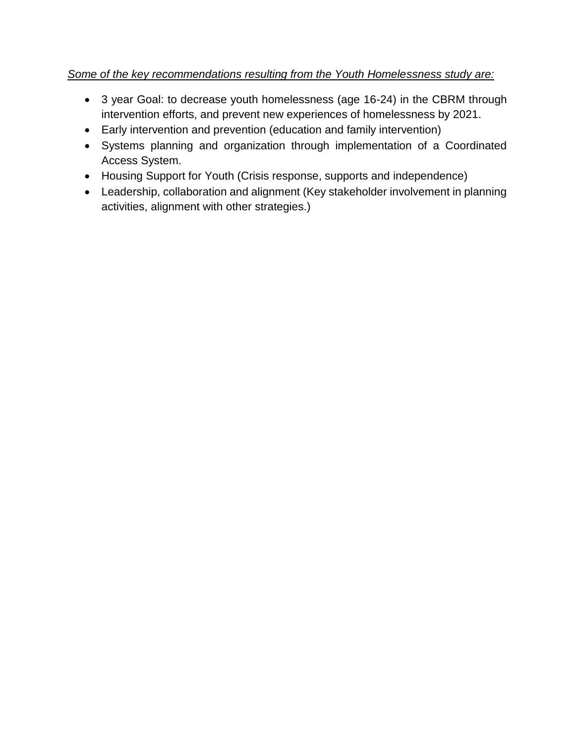*Some of the key recommendations resulting from the Youth Homelessness study are:*

- 3 year Goal: to decrease youth homelessness (age 16-24) in the CBRM through intervention efforts, and prevent new experiences of homelessness by 2021.
- Early intervention and prevention (education and family intervention)
- Systems planning and organization through implementation of a Coordinated Access System.
- Housing Support for Youth (Crisis response, supports and independence)
- Leadership, collaboration and alignment (Key stakeholder involvement in planning activities, alignment with other strategies.)